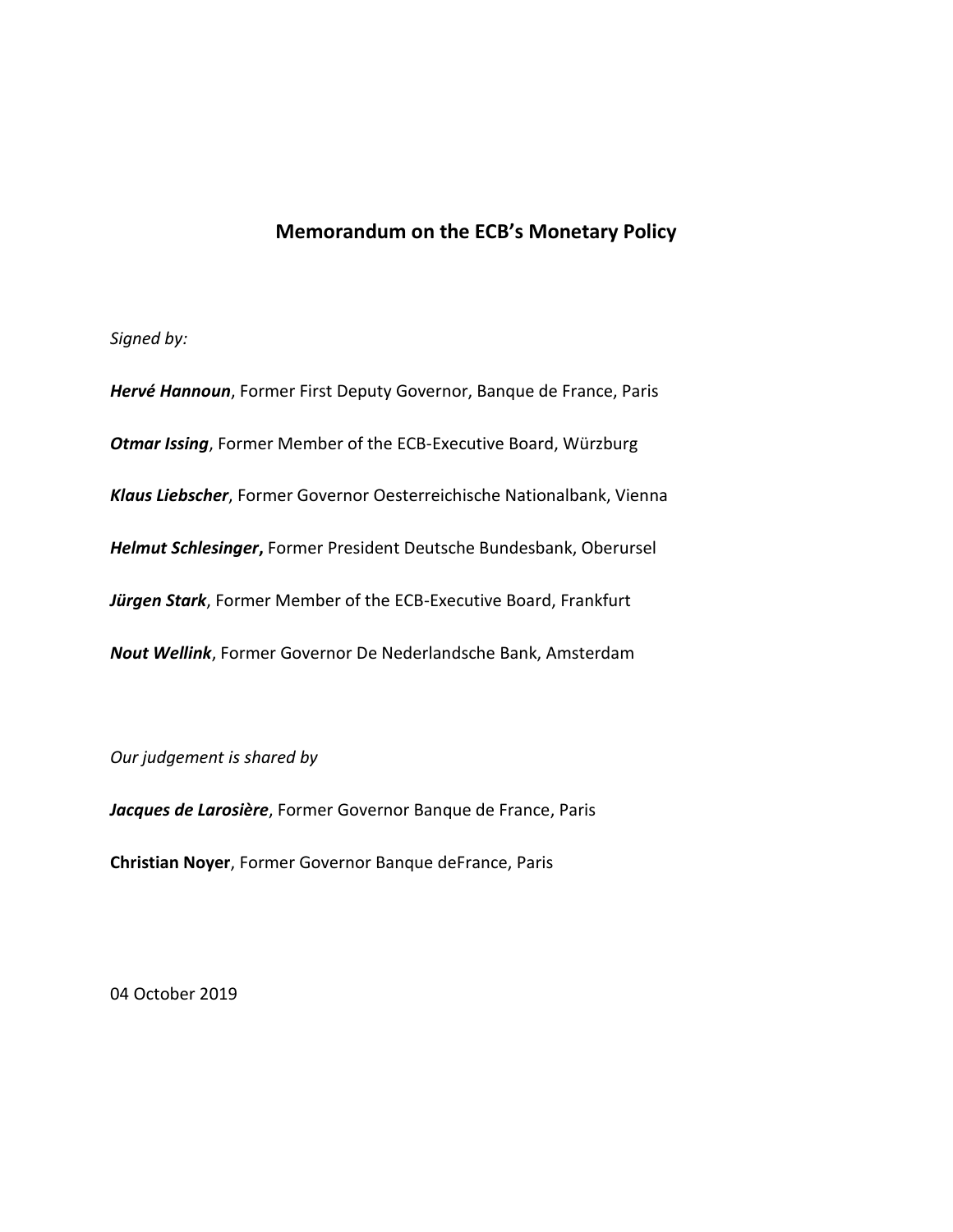# Memorandum on the ECB's Monetary Policy

*Signed by:*

***Hervé Hannoun***, Former First Deputy Governor, Banque de France, Paris

***Otmar Issing***, Former Member of the ECB-Executive Board, Würzburg

***Klaus Liebscher***, Former Governor Oesterreichische Nationalbank, Vienna

***Helmut Schlesinger*,** Former President Deutsche Bundesbank, Oberursel

***Jürgen Stark***, Former Member of the ECB-Executive Board, Frankfurt

***Nout Wellink***, Former Governor De Nederlandsche Bank, Amsterdam

*Our judgement is shared by*

***Jacques de Larosière***, Former Governor Banque de France, Paris

**Christian Noyer**, Former Governor Banque deFrance, Paris

04 October 2019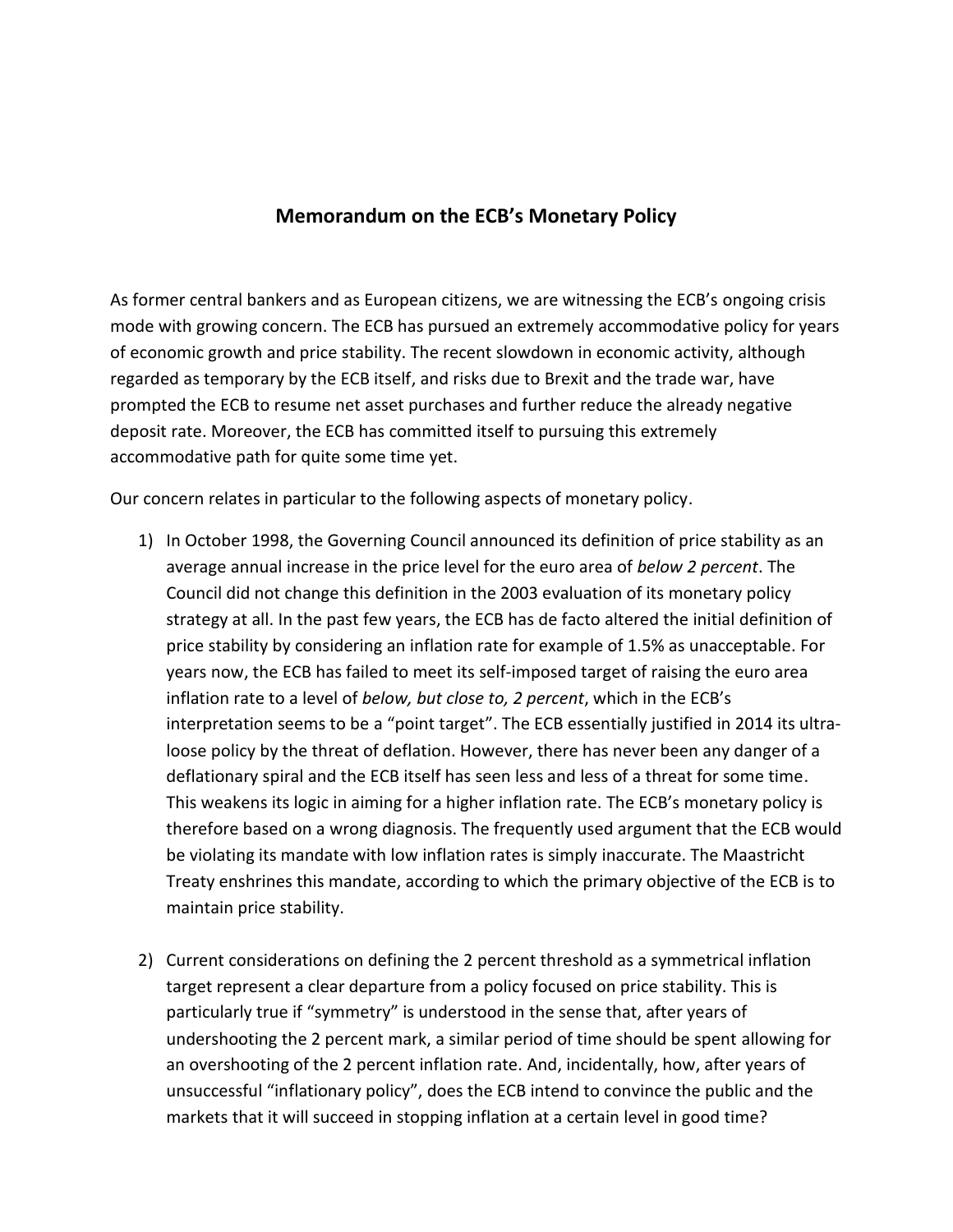## Memorandum on the ECB's Monetary Policy

As former central bankers and as European citizens, we are witnessing the ECB's ongoing crisis mode with growing concern. The ECB has pursued an extremely accommodative policy for years of economic growth and price stability. The recent slowdown in economic activity, although regarded as temporary by the ECB itself, and risks due to Brexit and the trade war, have prompted the ECB to resume net asset purchases and further reduce the already negative deposit rate. Moreover, the ECB has committed itself to pursuing this extremely accommodative path for quite some time yet.

Our concern relates in particular to the following aspects of monetary policy.

1) In October 1998, the Governing Council announced its definition of price stability as an average annual increase in the price level for the euro area of *below 2 percent*. The Council did not change this definition in the 2003 evaluation of its monetary policy strategy at all. In the past few years, the ECB has de facto altered the initial definition of price stability by considering an inflation rate for example of 1.5% as unacceptable. For years now, the ECB has failed to meet its self-imposed target of raising the euro area inflation rate to a level of *below, but close to, 2 percent*, which in the ECB's interpretation seems to be a "point target". The ECB essentially justified in 2014 its ultra-loose policy by the threat of deflation. However, there has never been any danger of a deflationary spiral and the ECB itself has seen less and less of a threat for some time. This weakens its logic in aiming for a higher inflation rate. The ECB's monetary policy is therefore based on a wrong diagnosis. The frequently used argument that the ECB would be violating its mandate with low inflation rates is simply inaccurate. The Maastricht Treaty enshrines this mandate, according to which the primary objective of the ECB is to maintain price stability.

2) Current considerations on defining the 2 percent threshold as a symmetrical inflation target represent a clear departure from a policy focused on price stability. This is particularly true if "symmetry" is understood in the sense that, after years of undershooting the 2 percent mark, a similar period of time should be spent allowing for an overshooting of the 2 percent inflation rate. And, incidentally, how, after years of unsuccessful "inflationary policy", does the ECB intend to convince the public and the markets that it will succeed in stopping inflation at a certain level in good time?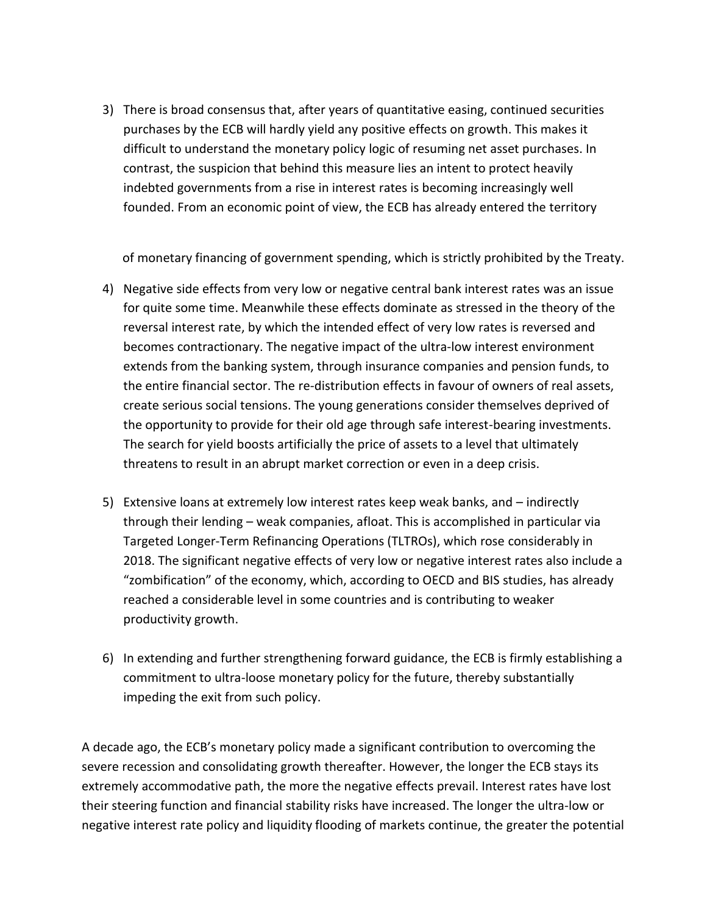3) There is broad consensus that, after years of quantitative easing, continued securities purchases by the ECB will hardly yield any positive effects on growth. This makes it difficult to understand the monetary policy logic of resuming net asset purchases. In contrast, the suspicion that behind this measure lies an intent to protect heavily indebted governments from a rise in interest rates is becoming increasingly well founded. From an economic point of view, the ECB has already entered the territory of monetary financing of government spending, which is strictly prohibited by the Treaty.

4) Negative side effects from very low or negative central bank interest rates was an issue for quite some time. Meanwhile these effects dominate as stressed in the theory of the reversal interest rate, by which the intended effect of very low rates is reversed and becomes contractionary. The negative impact of the ultra-low interest environment extends from the banking system, through insurance companies and pension funds, to the entire financial sector. The re-distribution effects in favour of owners of real assets, create serious social tensions. The young generations consider themselves deprived of the opportunity to provide for their old age through safe interest-bearing investments. The search for yield boosts artificially the price of assets to a level that ultimately threatens to result in an abrupt market correction or even in a deep crisis.

5) Extensive loans at extremely low interest rates keep weak banks, and – indirectly through their lending – weak companies, afloat. This is accomplished in particular via Targeted Longer-Term Refinancing Operations (TLTROs), which rose considerably in 2018. The significant negative effects of very low or negative interest rates also include a "zombification" of the economy, which, according to OECD and BIS studies, has already reached a considerable level in some countries and is contributing to weaker productivity growth.

6) In extending and further strengthening forward guidance, the ECB is firmly establishing a commitment to ultra-loose monetary policy for the future, thereby substantially impeding the exit from such policy.

A decade ago, the ECB's monetary policy made a significant contribution to overcoming the severe recession and consolidating growth thereafter. However, the longer the ECB stays its extremely accommodative path, the more the negative effects prevail. Interest rates have lost their steering function and financial stability risks have increased. The longer the ultra-low or negative interest rate policy and liquidity flooding of markets continue, the greater the potential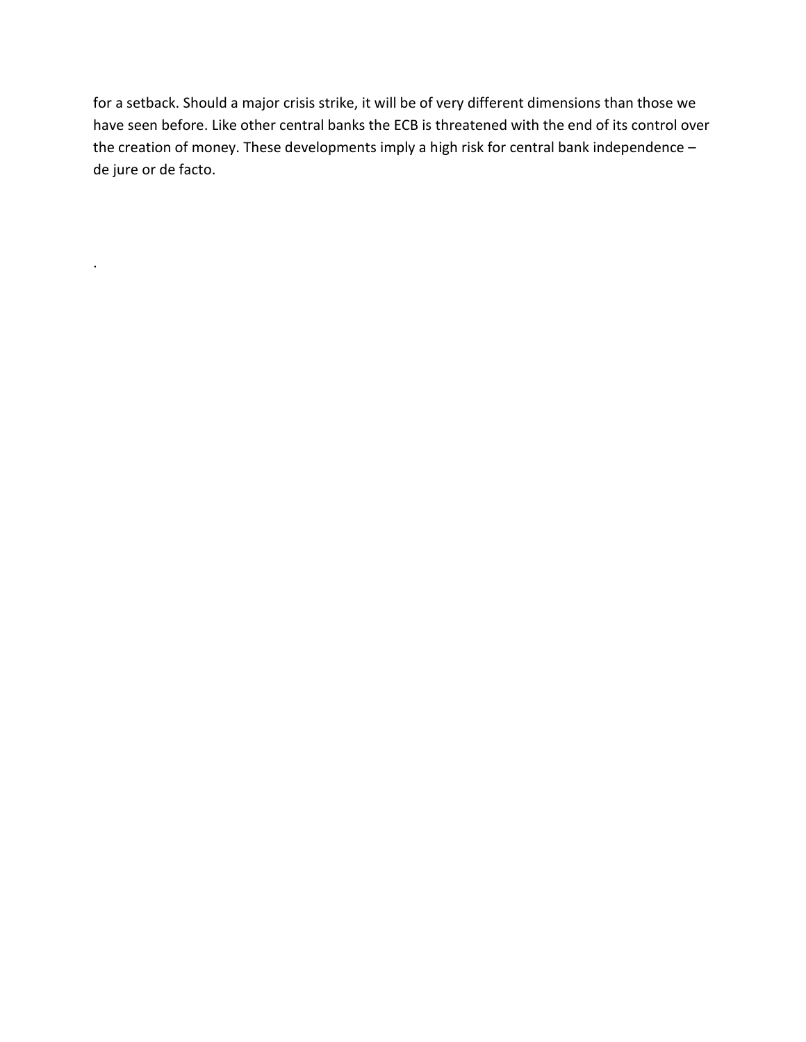for a setback. Should a major crisis strike, it will be of very different dimensions than those we have seen before. Like other central banks the ECB is threatened with the end of its control over the creation of money. These developments imply a high risk for central bank independence – de jure or de facto.

.